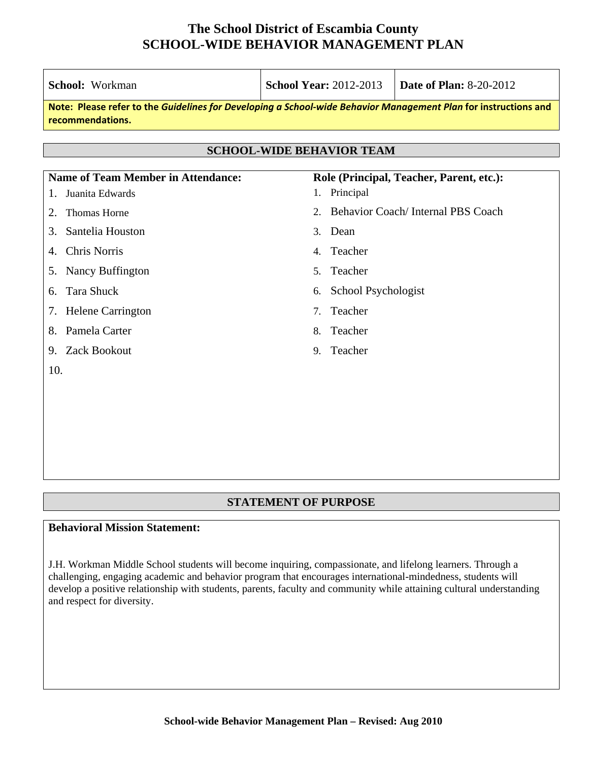# The School District of Escambia County
# SCHOOL-WIDE BEHAVIOR MANAGEMENT PLAN

| **School:** Workman | **School Year:** 2012-2013 | **Date of Plan:** 8-20-2012 |
|---|---|---|

**Note: Please refer to the *Guidelines for Developing a School-wide Behavior Management Plan* for instructions and recommendations.**

## SCHOOL-WIDE BEHAVIOR TEAM

| **Name of Team Member in Attendance:** | **Role (Principal, Teacher, Parent, etc.):** |
|---|---|
| 1. Juanita Edwards | 1. Principal |
| 2. Thomas Horne | 2. Behavior Coach/ Internal PBS Coach |
| 3. Santelia Houston | 3. Dean |
| 4. Chris Norris | 4. Teacher |
| 5. Nancy Buffington | 5. Teacher |
| 6. Tara Shuck | 6. School Psychologist |
| 7. Helene Carrington | 7. Teacher |
| 8. Pamela Carter | 8. Teacher |
| 9. Zack Bookout | 9. Teacher |
| 10. | |

## STATEMENT OF PURPOSE

**Behavioral Mission Statement:**

J.H. Workman Middle School students will become inquiring, compassionate, and lifelong learners. Through a challenging, engaging academic and behavior program that encourages international-mindedness, students will develop a positive relationship with students, parents, faculty and community while attaining cultural understanding and respect for diversity.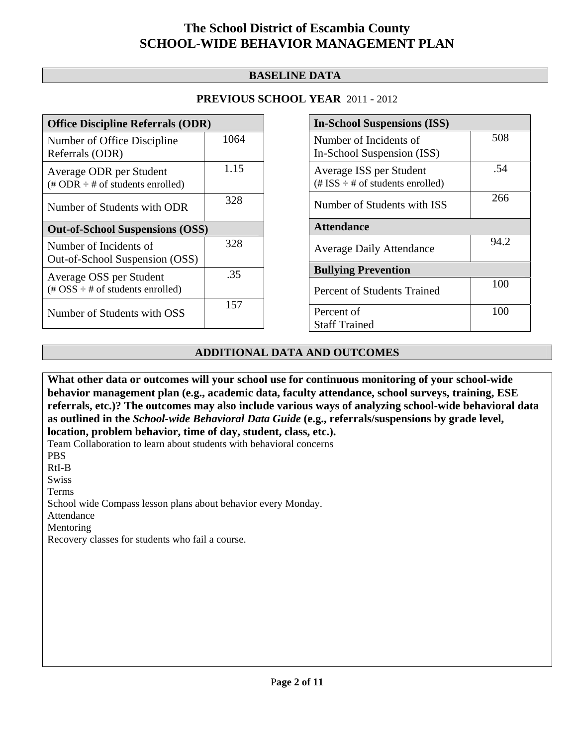# The School District of Escambia County
# SCHOOL-WIDE BEHAVIOR MANAGEMENT PLAN

## BASELINE DATA

### PREVIOUS SCHOOL YEAR 2011 - 2012

| Office Discipline Referrals (ODR) | |
|---|---|
| Number of Office Discipline Referrals (ODR) | 1064 |
| Average ODR per Student (# ODR ÷ # of students enrolled) | 1.15 |
| Number of Students with ODR | 328 |
| **Out-of-School Suspensions (OSS)** | |
| Number of Incidents of Out-of-School Suspension (OSS) | 328 |
| Average OSS per Student (# OSS ÷ # of students enrolled) | .35 |
| Number of Students with OSS | 157 |

| In-School Suspensions (ISS) | |
|---|---|
| Number of Incidents of In-School Suspension (ISS) | 508 |
| Average ISS per Student (# ISS ÷ # of students enrolled) | .54 |
| Number of Students with ISS | 266 |
| **Attendance** | |
| Average Daily Attendance | 94.2 |
| **Bullying Prevention** | |
| Percent of Students Trained | 100 |
| Percent of Staff Trained | 100 |

## ADDITIONAL DATA AND OUTCOMES

**What other data or outcomes will your school use for continuous monitoring of your school-wide behavior management plan (e.g., academic data, faculty attendance, school surveys, training, ESE referrals, etc.)? The outcomes may also include various ways of analyzing school-wide behavioral data as outlined in the *School-wide Behavioral Data Guide* (e.g., referrals/suspensions by grade level, location, problem behavior, time of day, student, class, etc.).**

Team Collaboration to learn about students with behavioral concerns
PBS
RtI-B
Swiss
Terms
School wide Compass lesson plans about behavior every Monday.
Attendance
Mentoring
Recovery classes for students who fail a course.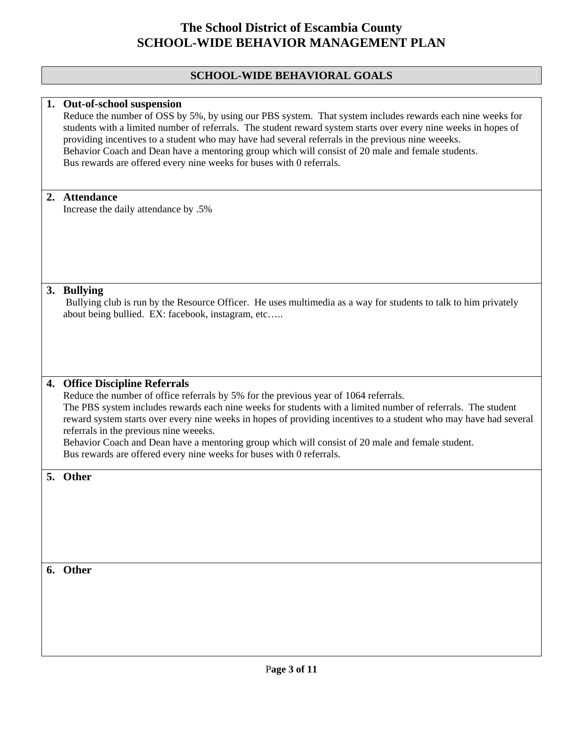# The School District of Escambia County
# SCHOOL-WIDE BEHAVIOR MANAGEMENT PLAN

## SCHOOL-WIDE BEHAVIORAL GOALS

**1. Out-of-school suspension**

Reduce the number of OSS by 5%, by using our PBS system. That system includes rewards each nine weeks for students with a limited number of referrals. The student reward system starts over every nine weeks in hopes of providing incentives to a student who may have had several referrals in the previous nine weeeks.
Behavior Coach and Dean have a mentoring group which will consist of 20 male and female students.
Bus rewards are offered every nine weeks for buses with 0 referrals.

**2. Attendance**

Increase the daily attendance by .5%

**3. Bullying**

Bullying club is run by the Resource Officer. He uses multimedia as a way for students to talk to him privately about being bullied. EX: facebook, instagram, etc…..

**4. Office Discipline Referrals**

Reduce the number of office referrals by 5% for the previous year of 1064 referrals.
The PBS system includes rewards each nine weeks for students with a limited number of referrals. The student reward system starts over every nine weeks in hopes of providing incentives to a student who may have had several referrals in the previous nine weeeks.
Behavior Coach and Dean have a mentoring group which will consist of 20 male and female student.
Bus rewards are offered every nine weeks for buses with 0 referrals.

**5. Other**

**6. Other**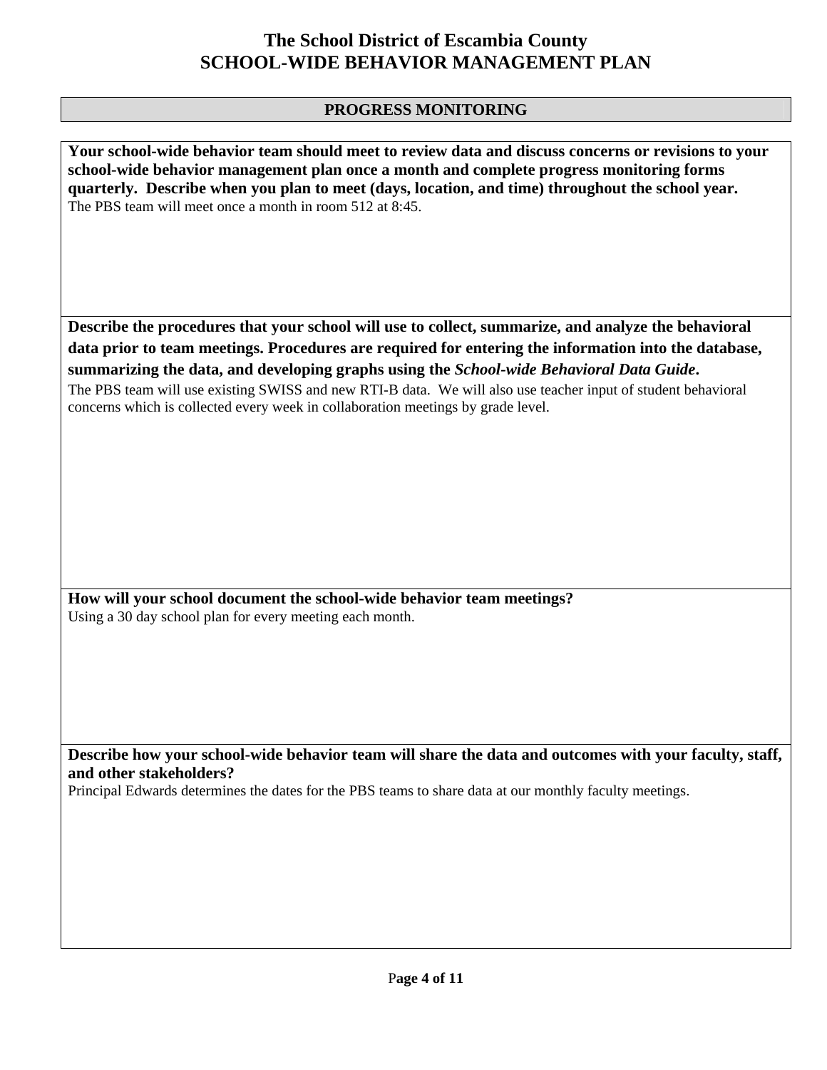# The School District of Escambia County
# SCHOOL-WIDE BEHAVIOR MANAGEMENT PLAN

## PROGRESS MONITORING

**Your school-wide behavior team should meet to review data and discuss concerns or revisions to your school-wide behavior management plan once a month and complete progress monitoring forms quarterly. Describe when you plan to meet (days, location, and time) throughout the school year.**

The PBS team will meet once a month in room 512 at 8:45.

**Describe the procedures that your school will use to collect, summarize, and analyze the behavioral data prior to team meetings. Procedures are required for entering the information into the database, summarizing the data, and developing graphs using the *School-wide Behavioral Data Guide*.**

The PBS team will use existing SWISS and new RTI-B data. We will also use teacher input of student behavioral concerns which is collected every week in collaboration meetings by grade level.

**How will your school document the school-wide behavior team meetings?**

Using a 30 day school plan for every meeting each month.

**Describe how your school-wide behavior team will share the data and outcomes with your faculty, staff, and other stakeholders?**

Principal Edwards determines the dates for the PBS teams to share data at our monthly faculty meetings.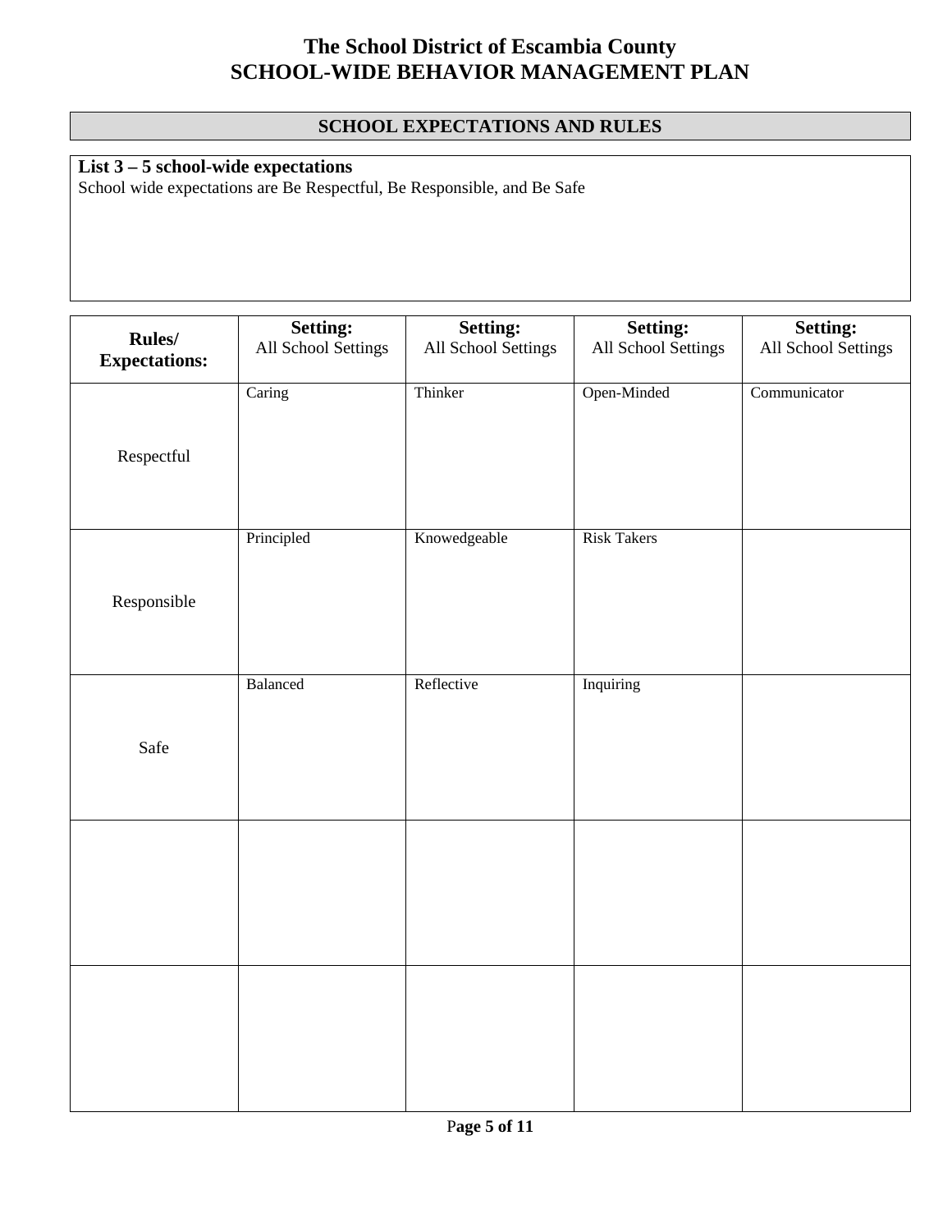# The School District of Escambia County
# SCHOOL-WIDE BEHAVIOR MANAGEMENT PLAN

## SCHOOL EXPECTATIONS AND RULES

**List 3 – 5 school-wide expectations**

School wide expectations are Be Respectful, Be Responsible, and Be Safe

| **Rules/ Expectations:** | **Setting:** All School Settings | **Setting:** All School Settings | **Setting:** All School Settings | **Setting:** All School Settings |
|---|---|---|---|---|
| Respectful | Caring | Thinker | Open-Minded | Communicator |
| Responsible | Principled | Knowedgeable | Risk Takers | |
| Safe | Balanced | Reflective | Inquiring | |
| | | | | |
| | | | | |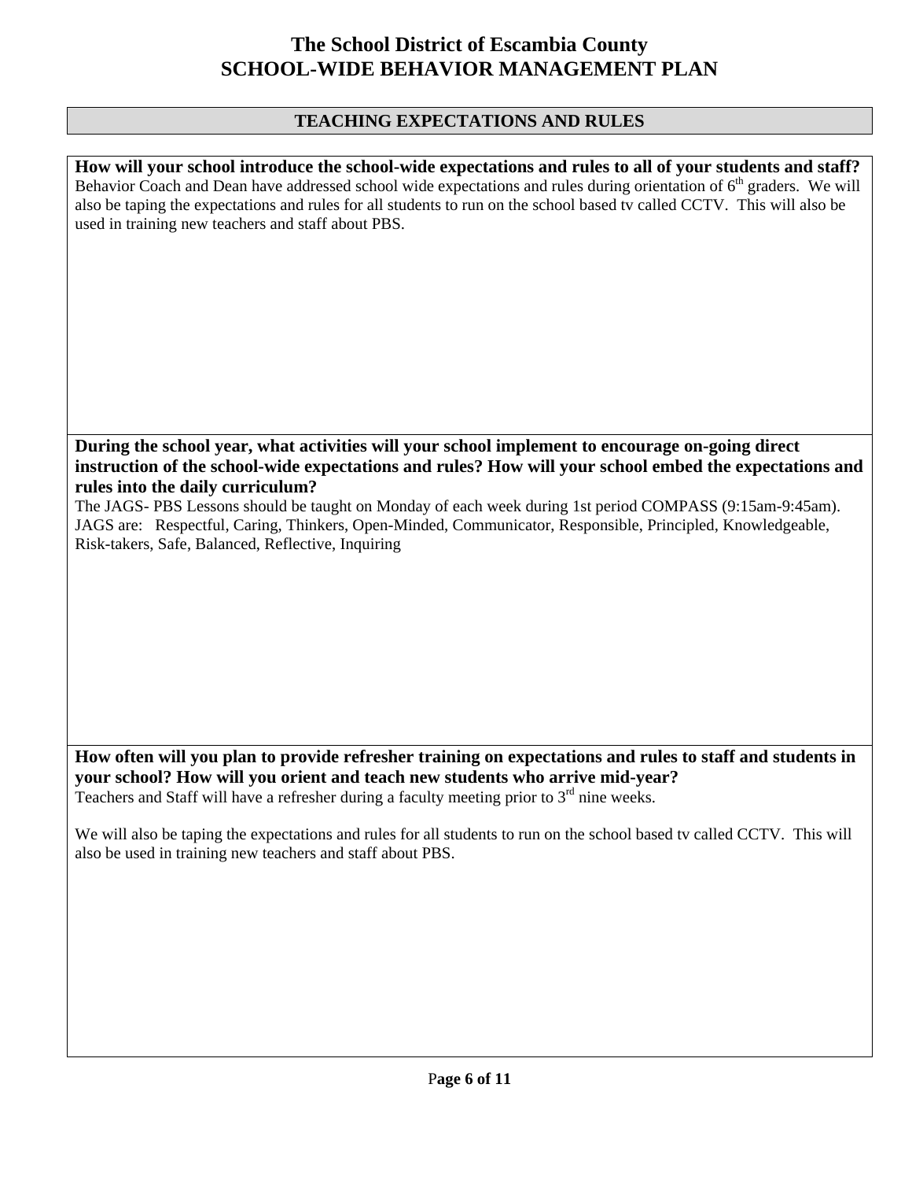# The School District of Escambia County
# SCHOOL-WIDE BEHAVIOR MANAGEMENT PLAN

## TEACHING EXPECTATIONS AND RULES

**How will your school introduce the school-wide expectations and rules to all of your students and staff?**

Behavior Coach and Dean have addressed school wide expectations and rules during orientation of 6th graders. We will also be taping the expectations and rules for all students to run on the school based tv called CCTV. This will also be used in training new teachers and staff about PBS.

**During the school year, what activities will your school implement to encourage on-going direct instruction of the school-wide expectations and rules? How will your school embed the expectations and rules into the daily curriculum?**

The JAGS- PBS Lessons should be taught on Monday of each week during 1st period COMPASS (9:15am-9:45am). JAGS are: Respectful, Caring, Thinkers, Open-Minded, Communicator, Responsible, Principled, Knowledgeable, Risk-takers, Safe, Balanced, Reflective, Inquiring

**How often will you plan to provide refresher training on expectations and rules to staff and students in your school? How will you orient and teach new students who arrive mid-year?**

Teachers and Staff will have a refresher during a faculty meeting prior to 3rd nine weeks.

We will also be taping the expectations and rules for all students to run on the school based tv called CCTV. This will also be used in training new teachers and staff about PBS.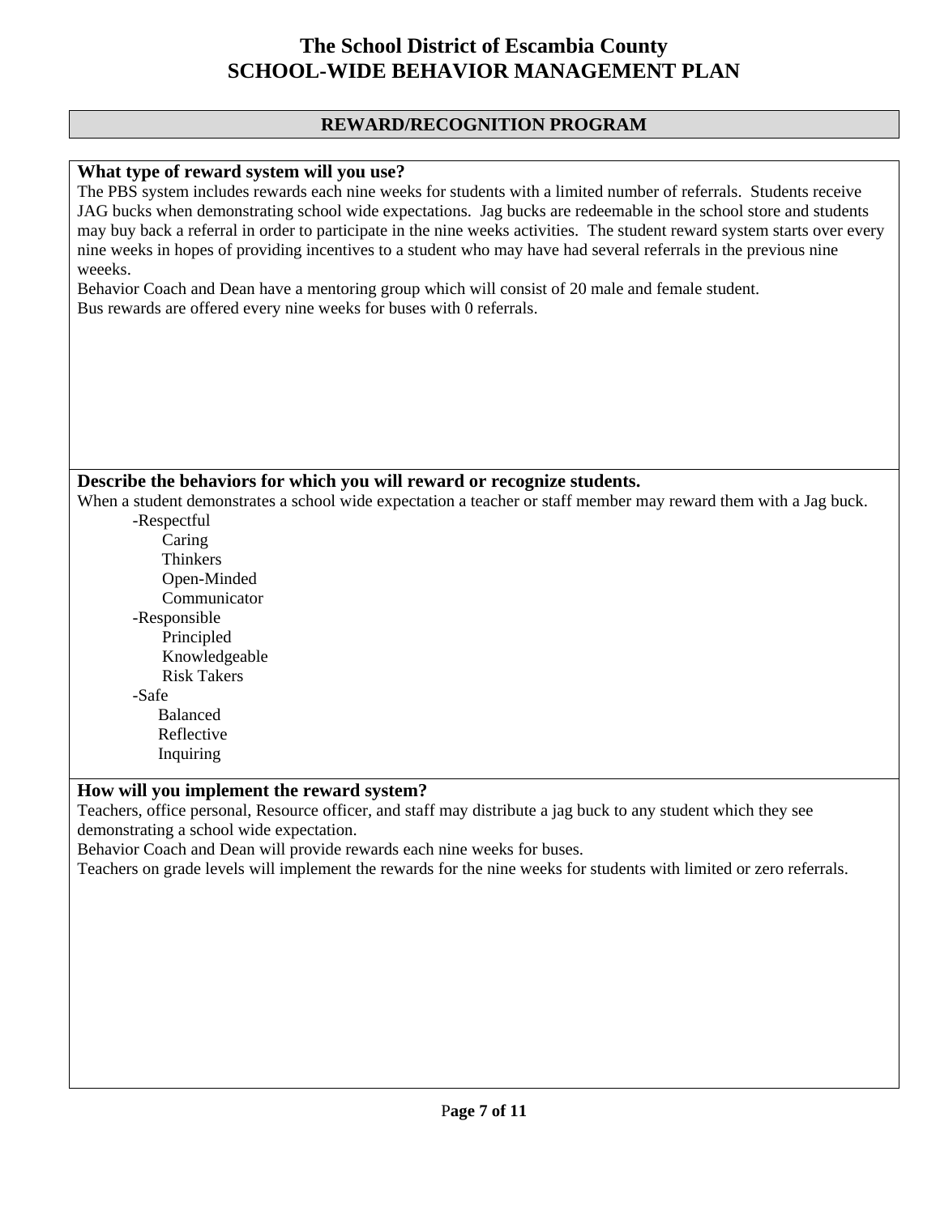# The School District of Escambia County
# SCHOOL-WIDE BEHAVIOR MANAGEMENT PLAN

## REWARD/RECOGNITION PROGRAM

**What type of reward system will you use?**

The PBS system includes rewards each nine weeks for students with a limited number of referrals. Students receive JAG bucks when demonstrating school wide expectations. Jag bucks are redeemable in the school store and students may buy back a referral in order to participate in the nine weeks activities. The student reward system starts over every nine weeks in hopes of providing incentives to a student who may have had several referrals in the previous nine weeeks.

Behavior Coach and Dean have a mentoring group which will consist of 20 male and female student.

Bus rewards are offered every nine weeks for buses with 0 referrals.

**Describe the behaviors for which you will reward or recognize students.**

When a student demonstrates a school wide expectation a teacher or staff member may reward them with a Jag buck.

- -Respectful
  - Caring
  - Thinkers
  - Open-Minded
  - Communicator
- -Responsible
  - Principled
  - Knowledgeable
  - Risk Takers
- -Safe
  - Balanced
  - Reflective
  - Inquiring

**How will you implement the reward system?**

Teachers, office personal, Resource officer, and staff may distribute a jag buck to any student which they see demonstrating a school wide expectation.

Behavior Coach and Dean will provide rewards each nine weeks for buses.

Teachers on grade levels will implement the rewards for the nine weeks for students with limited or zero referrals.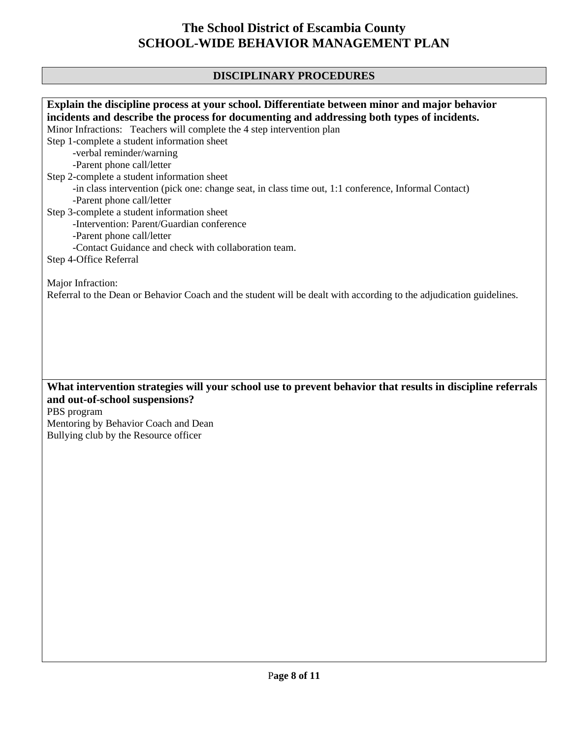# The School District of Escambia County
# SCHOOL-WIDE BEHAVIOR MANAGEMENT PLAN

## DISCIPLINARY PROCEDURES

**Explain the discipline process at your school. Differentiate between minor and major behavior incidents and describe the process for documenting and addressing both types of incidents.**

Minor Infractions: Teachers will complete the 4 step intervention plan

Step 1-complete a student information sheet
- -verbal reminder/warning
- -Parent phone call/letter

Step 2-complete a student information sheet
- -in class intervention (pick one: change seat, in class time out, 1:1 conference, Informal Contact)
- -Parent phone call/letter

Step 3-complete a student information sheet
- -Intervention: Parent/Guardian conference
- -Parent phone call/letter
- -Contact Guidance and check with collaboration team.

Step 4-Office Referral

Major Infraction:
Referral to the Dean or Behavior Coach and the student will be dealt with according to the adjudication guidelines.

**What intervention strategies will your school use to prevent behavior that results in discipline referrals and out-of-school suspensions?**

PBS program
Mentoring by Behavior Coach and Dean
Bullying club by the Resource officer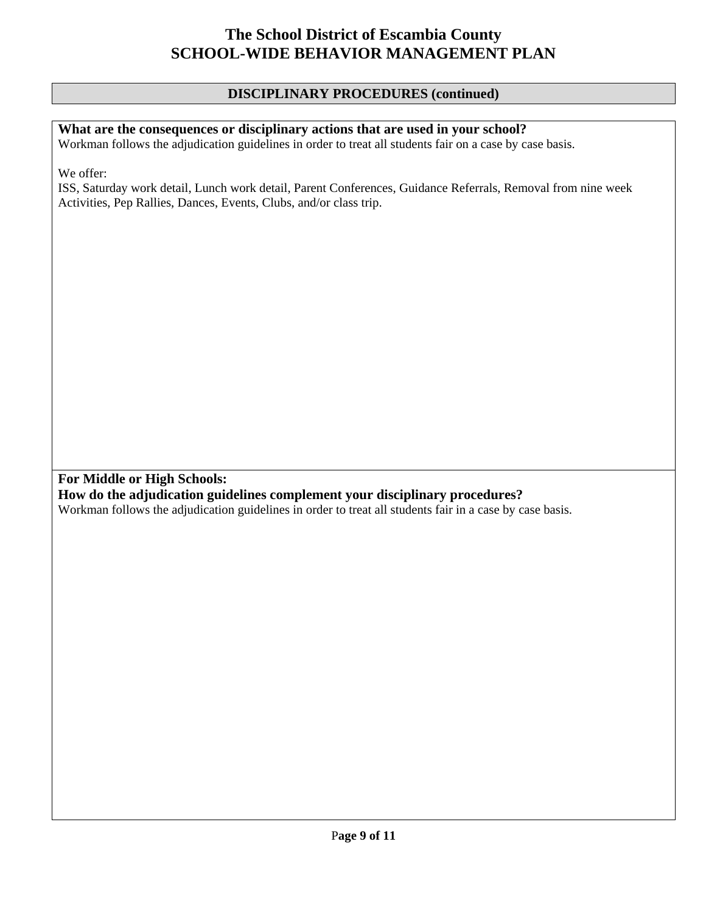# The School District of Escambia County
# SCHOOL-WIDE BEHAVIOR MANAGEMENT PLAN

## DISCIPLINARY PROCEDURES (continued)

**What are the consequences or disciplinary actions that are used in your school?**

Workman follows the adjudication guidelines in order to treat all students fair on a case by case basis.

We offer:

ISS, Saturday work detail, Lunch work detail, Parent Conferences, Guidance Referrals, Removal from nine week Activities, Pep Rallies, Dances, Events, Clubs, and/or class trip.

**For Middle or High Schools:**
**How do the adjudication guidelines complement your disciplinary procedures?**

Workman follows the adjudication guidelines in order to treat all students fair in a case by case basis.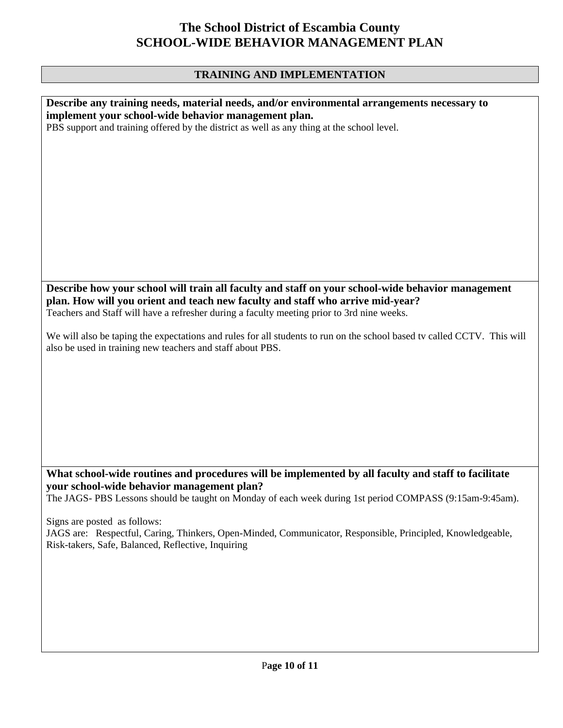# The School District of Escambia County
# SCHOOL-WIDE BEHAVIOR MANAGEMENT PLAN

## TRAINING AND IMPLEMENTATION

**Describe any training needs, material needs, and/or environmental arrangements necessary to implement your school-wide behavior management plan.**

PBS support and training offered by the district as well as any thing at the school level.

**Describe how your school will train all faculty and staff on your school-wide behavior management plan. How will you orient and teach new faculty and staff who arrive mid-year?**

Teachers and Staff will have a refresher during a faculty meeting prior to 3rd nine weeks.

We will also be taping the expectations and rules for all students to run on the school based tv called CCTV. This will also be used in training new teachers and staff about PBS.

**What school-wide routines and procedures will be implemented by all faculty and staff to facilitate your school-wide behavior management plan?**

The JAGS- PBS Lessons should be taught on Monday of each week during 1st period COMPASS (9:15am-9:45am).

Signs are posted as follows:
JAGS are: Respectful, Caring, Thinkers, Open-Minded, Communicator, Responsible, Principled, Knowledgeable, Risk-takers, Safe, Balanced, Reflective, Inquiring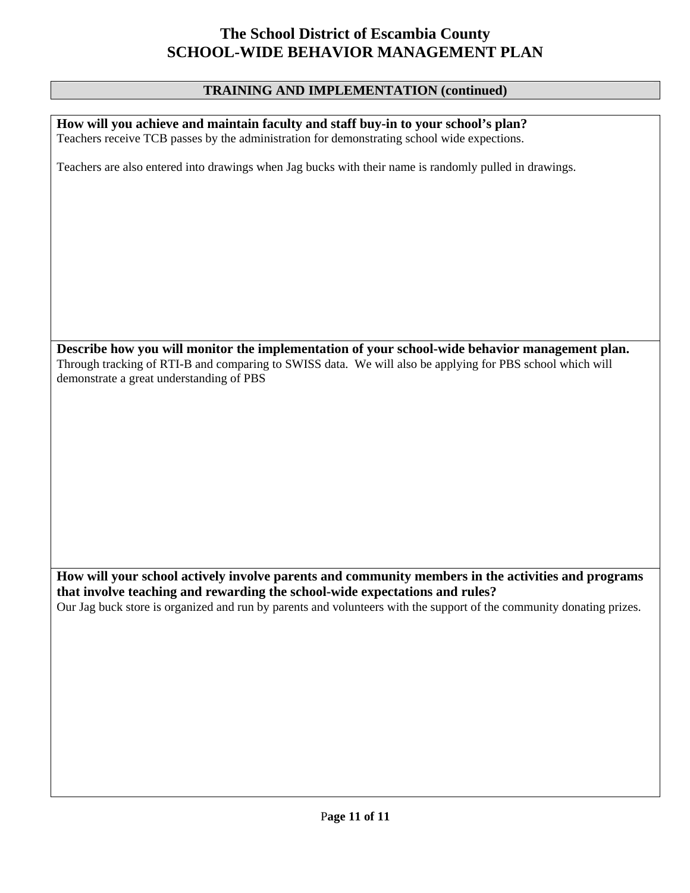# The School District of Escambia County
# SCHOOL-WIDE BEHAVIOR MANAGEMENT PLAN

## TRAINING AND IMPLEMENTATION (continued)

**How will you achieve and maintain faculty and staff buy-in to your school's plan?**

Teachers receive TCB passes by the administration for demonstrating school wide expections.

Teachers are also entered into drawings when Jag bucks with their name is randomly pulled in drawings.

**Describe how you will monitor the implementation of your school-wide behavior management plan.**

Through tracking of RTI-B and comparing to SWISS data. We will also be applying for PBS school which will demonstrate a great understanding of PBS

**How will your school actively involve parents and community members in the activities and programs that involve teaching and rewarding the school-wide expectations and rules?**

Our Jag buck store is organized and run by parents and volunteers with the support of the community donating prizes.